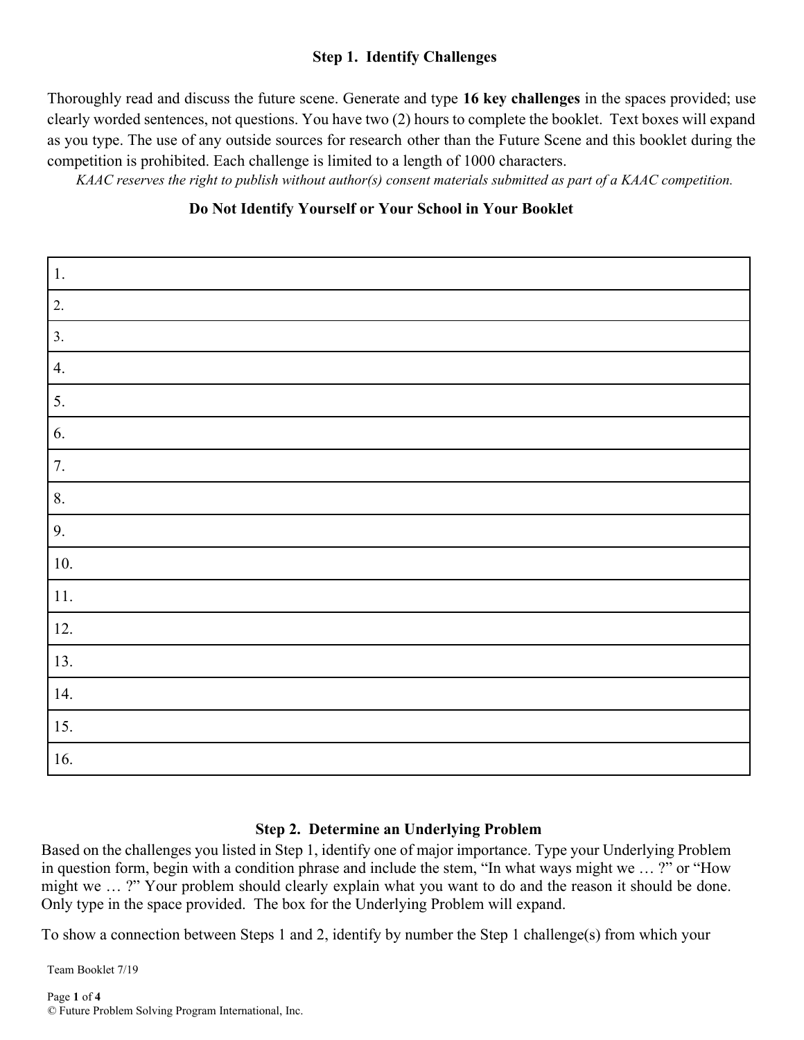### Step 1. Identify Challenges

Thoroughly read and discuss the future scene. Generate and type **16 key challenges** in the spaces provided; use clearly worded sentences, not questions. You have two (2) hours to complete the booklet. Text boxes will expand as you type. The use of any outside sources for research other than the Future Scene and this booklet during the competition is prohibited. Each challenge is limited to a length of 1000 characters.

*KAAC reserves the right to publish without author(s) consent materials submitted as part of a KAAC competition.*

**Do Not Identify Yourself or Your School in Your Booklet**

| |
|---|
| 1. |
| 2. |
| 3. |
| 4. |
| 5. |
| 6. |
| 7. |
| 8. |
| 9. |
| 10. |
| 11. |
| 12. |
| 13. |
| 14. |
| 15. |
| 16. |

### Step 2. Determine an Underlying Problem

Based on the challenges you listed in Step 1, identify one of major importance. Type your Underlying Problem in question form, begin with a condition phrase and include the stem, "In what ways might we … ?" or "How might we … ?" Your problem should clearly explain what you want to do and the reason it should be done. Only type in the space provided. The box for the Underlying Problem will expand.

To show a connection between Steps 1 and 2, identify by number the Step 1 challenge(s) from which your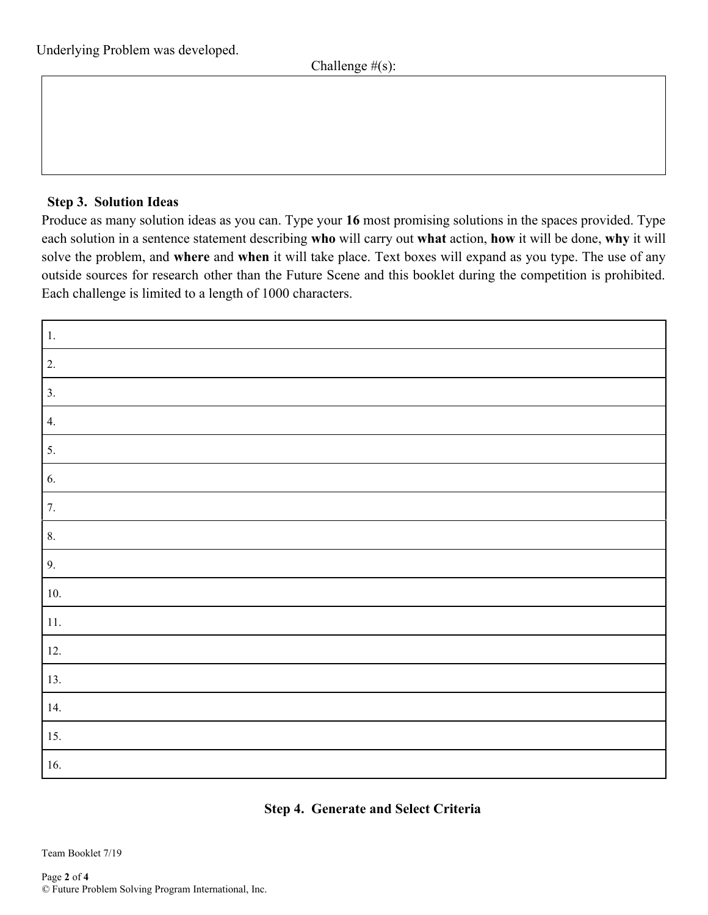Underlying Problem was developed.

Challenge #(s):

| |
|---|
| |

### Step 3. Solution Ideas

Produce as many solution ideas as you can. Type your **16** most promising solutions in the spaces provided. Type each solution in a sentence statement describing **who** will carry out **what** action, **how** it will be done, **why** it will solve the problem, and **where** and **when** it will take place. Text boxes will expand as you type. The use of any outside sources for research other than the Future Scene and this booklet during the competition is prohibited. Each challenge is limited to a length of 1000 characters.

| |
|---|
| 1. |
| 2. |
| 3. |
| 4. |
| 5. |
| 6. |
| 7. |
| 8. |
| 9. |
| 10. |
| 11. |
| 12. |
| 13. |
| 14. |
| 15. |
| 16. |

### Step 4. Generate and Select Criteria

Team Booklet 7/19

© Future Problem Solving Program International, Inc.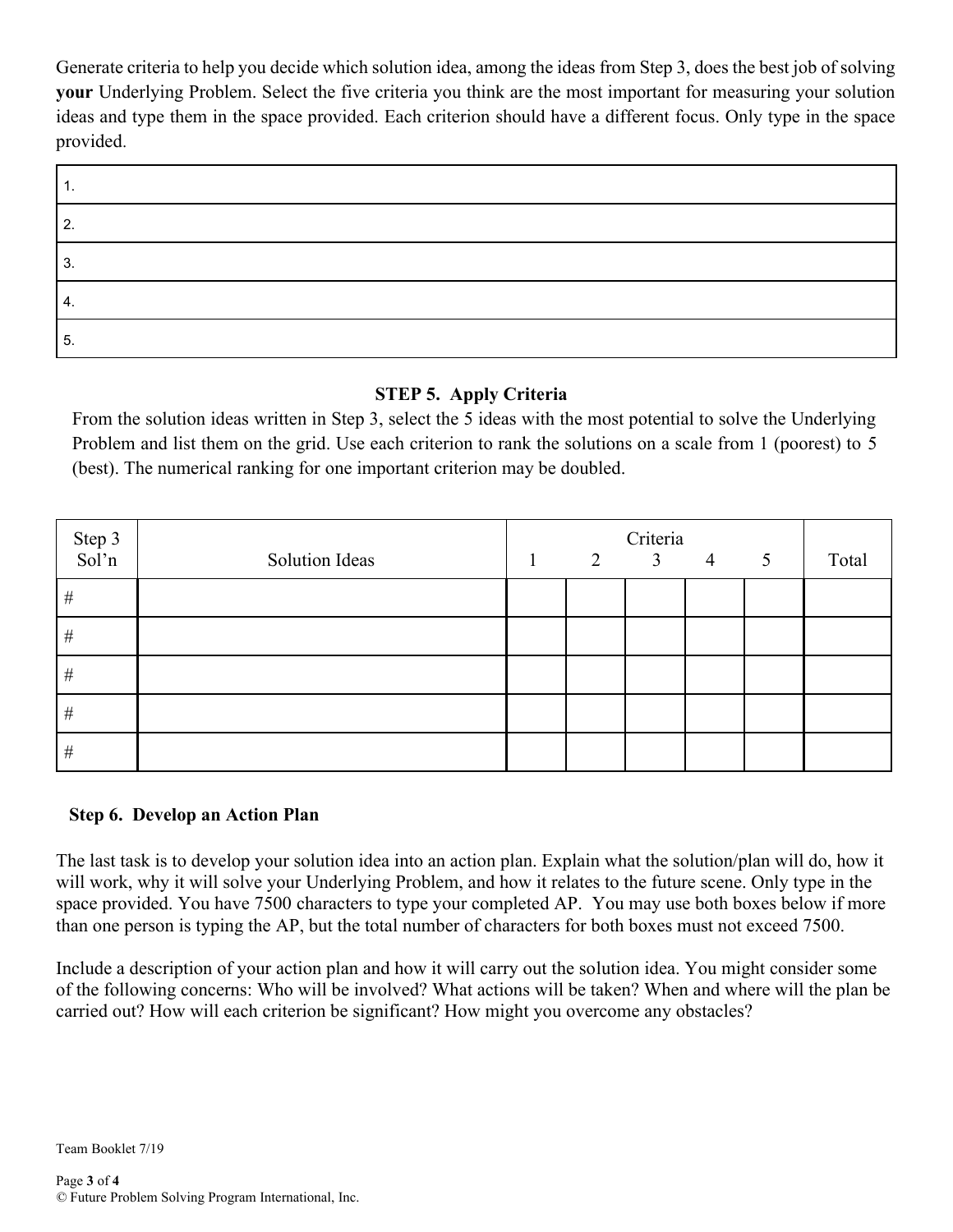Generate criteria to help you decide which solution idea, among the ideas from Step 3, does the best job of solving **your** Underlying Problem. Select the five criteria you think are the most important for measuring your solution ideas and type them in the space provided. Each criterion should have a different focus. Only type in the space provided.

| |
|---|
| 1. |
| 2. |
| 3. |
| 4. |
| 5. |

### STEP 5. Apply Criteria

From the solution ideas written in Step 3, select the 5 ideas with the most potential to solve the Underlying Problem and list them on the grid. Use each criterion to rank the solutions on a scale from 1 (poorest) to 5 (best). The numerical ranking for one important criterion may be doubled.

| Step 3 Sol'n | Solution Ideas | Criteria 1 | 2 | 3 | 4 | 5 | Total |
|---|---|---|---|---|---|---|---|
| # | | | | | | | |
| # | | | | | | | |
| # | | | | | | | |
| # | | | | | | | |
| # | | | | | | | |

### Step 6. Develop an Action Plan

The last task is to develop your solution idea into an action plan. Explain what the solution/plan will do, how it will work, why it will solve your Underlying Problem, and how it relates to the future scene. Only type in the space provided. You have 7500 characters to type your completed AP. You may use both boxes below if more than one person is typing the AP, but the total number of characters for both boxes must not exceed 7500.

Include a description of your action plan and how it will carry out the solution idea. You might consider some of the following concerns: Who will be involved? What actions will be taken? When and where will the plan be carried out? How will each criterion be significant? How might you overcome any obstacles?